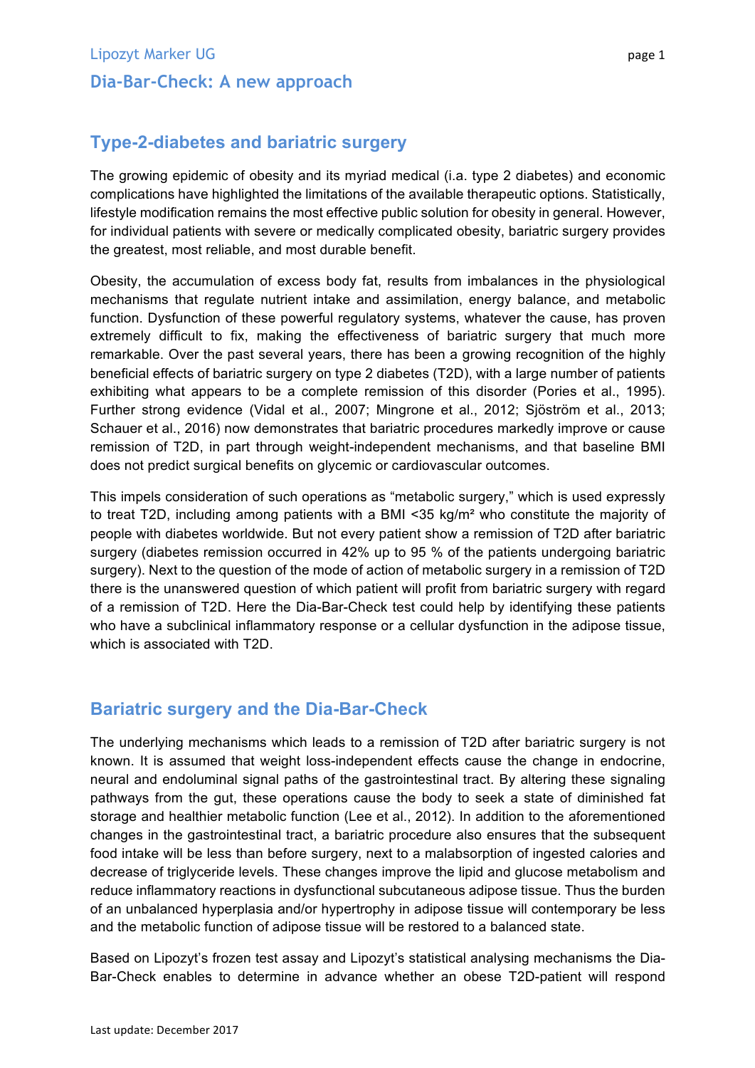Lipozyt Marker UG

# Dia-Bar-Check: A new approach

## Type-2-diabetes and bariatric surgery

The growing epidemic of obesity and its myriad medical (i.a. type 2 diabetes) and economic complications have highlighted the limitations of the available therapeutic options. Statistically, lifestyle modification remains the most effective public solution for obesity in general. However, for individual patients with severe or medically complicated obesity, bariatric surgery provides the greatest, most reliable, and most durable benefit.

Obesity, the accumulation of excess body fat, results from imbalances in the physiological mechanisms that regulate nutrient intake and assimilation, energy balance, and metabolic function. Dysfunction of these powerful regulatory systems, whatever the cause, has proven extremely difficult to fix, making the effectiveness of bariatric surgery that much more remarkable. Over the past several years, there has been a growing recognition of the highly beneficial effects of bariatric surgery on type 2 diabetes (T2D), with a large number of patients exhibiting what appears to be a complete remission of this disorder (Pories et al., 1995). Further strong evidence (Vidal et al., 2007; Mingrone et al., 2012; Sjöström et al., 2013; Schauer et al., 2016) now demonstrates that bariatric procedures markedly improve or cause remission of T2D, in part through weight-independent mechanisms, and that baseline BMI does not predict surgical benefits on glycemic or cardiovascular outcomes.

This impels consideration of such operations as "metabolic surgery," which is used expressly to treat T2D, including among patients with a BMI <35 kg/m² who constitute the majority of people with diabetes worldwide. But not every patient show a remission of T2D after bariatric surgery (diabetes remission occurred in 42% up to 95 % of the patients undergoing bariatric surgery). Next to the question of the mode of action of metabolic surgery in a remission of T2D there is the unanswered question of which patient will profit from bariatric surgery with regard of a remission of T2D. Here the Dia-Bar-Check test could help by identifying these patients who have a subclinical inflammatory response or a cellular dysfunction in the adipose tissue, which is associated with T2D.

## Bariatric surgery and the Dia-Bar-Check

The underlying mechanisms which leads to a remission of T2D after bariatric surgery is not known. It is assumed that weight loss-independent effects cause the change in endocrine, neural and endoluminal signal paths of the gastrointestinal tract. By altering these signaling pathways from the gut, these operations cause the body to seek a state of diminished fat storage and healthier metabolic function (Lee et al., 2012). In addition to the aforementioned changes in the gastrointestinal tract, a bariatric procedure also ensures that the subsequent food intake will be less than before surgery, next to a malabsorption of ingested calories and decrease of triglyceride levels. These changes improve the lipid and glucose metabolism and reduce inflammatory reactions in dysfunctional subcutaneous adipose tissue. Thus the burden of an unbalanced hyperplasia and/or hypertrophy in adipose tissue will contemporary be less and the metabolic function of adipose tissue will be restored to a balanced state.

Based on Lipozyt's frozen test assay and Lipozyt's statistical analysing mechanisms the Dia-Bar-Check enables to determine in advance whether an obese T2D-patient will respond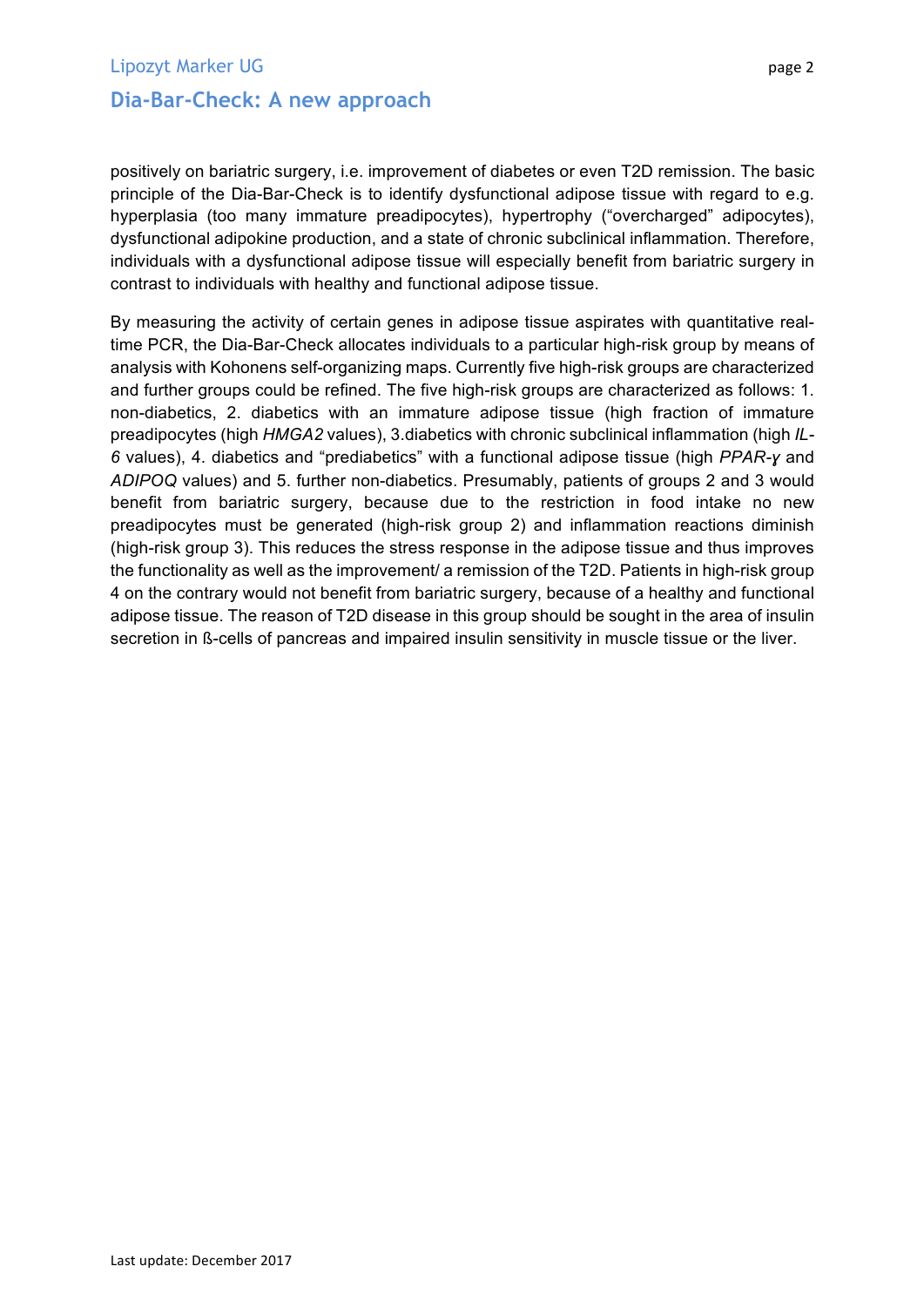positively on bariatric surgery, i.e. improvement of diabetes or even T2D remission. The basic principle of the Dia-Bar-Check is to identify dysfunctional adipose tissue with regard to e.g. hyperplasia (too many immature preadipocytes), hypertrophy (“overcharged” adipocytes), dysfunctional adipokine production, and a state of chronic subclinical inflammation. Therefore, individuals with a dysfunctional adipose tissue will especially benefit from bariatric surgery in contrast to individuals with healthy and functional adipose tissue.

By measuring the activity of certain genes in adipose tissue aspirates with quantitative real-time PCR, the Dia-Bar-Check allocates individuals to a particular high-risk group by means of analysis with Kohonens self-organizing maps. Currently five high-risk groups are characterized and further groups could be refined. The five high-risk groups are characterized as follows: 1. non-diabetics, 2. diabetics with an immature adipose tissue (high fraction of immature preadipocytes (high *HMGA2* values), 3.diabetics with chronic subclinical inflammation (high *IL-6* values), 4. diabetics and “prediabetics” with a functional adipose tissue (high *PPAR-ɣ* and *ADIPOQ* values) and 5. further non-diabetics. Presumably, patients of groups 2 and 3 would benefit from bariatric surgery, because due to the restriction in food intake no new preadipocytes must be generated (high-risk group 2) and inflammation reactions diminish (high-risk group 3). This reduces the stress response in the adipose tissue and thus improves the functionality as well as the improvement/ a remission of the T2D. Patients in high-risk group 4 on the contrary would not benefit from bariatric surgery, because of a healthy and functional adipose tissue. The reason of T2D disease in this group should be sought in the area of insulin secretion in ß-cells of pancreas and impaired insulin sensitivity in muscle tissue or the liver.